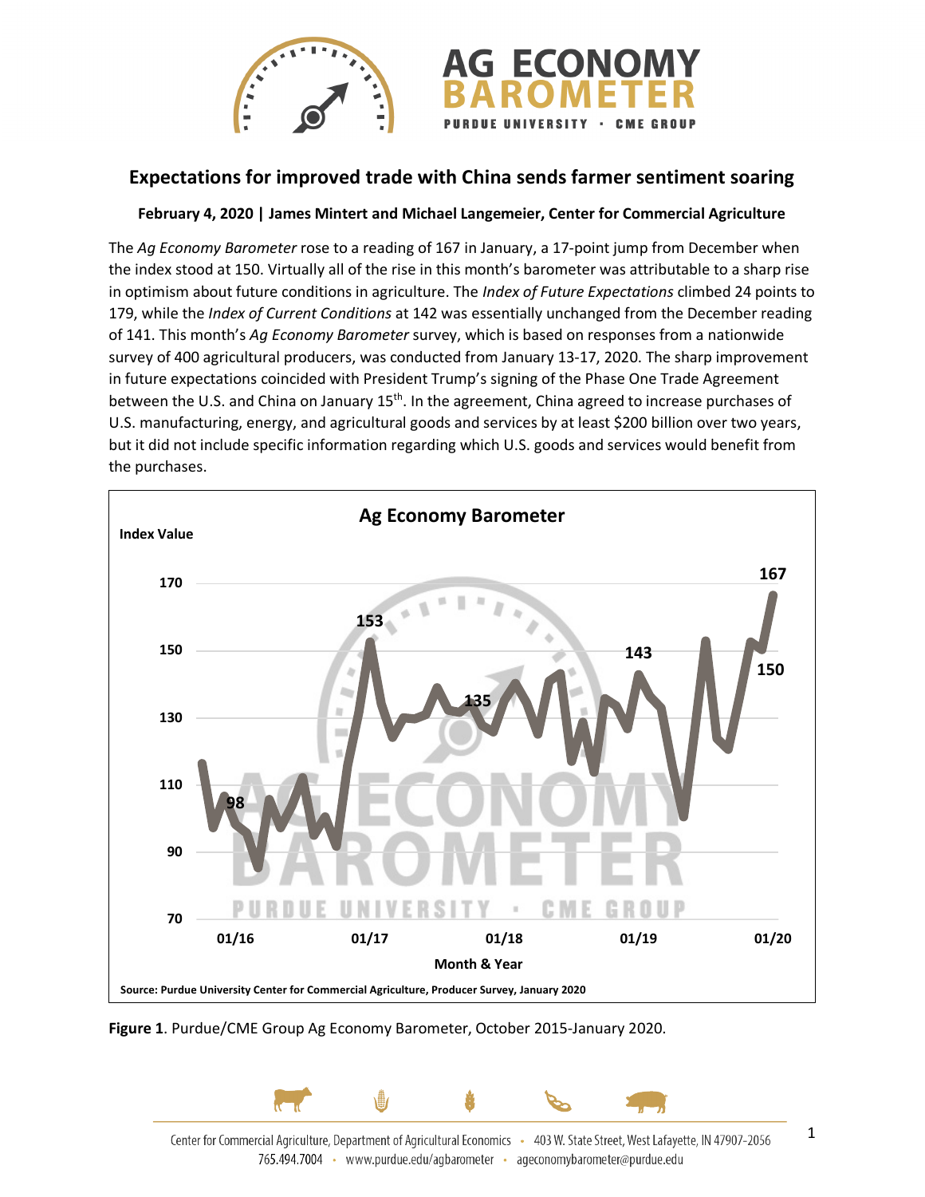# Expectations for improved trade with China sends farmer sentiment soaring

**February 4, 2020 | James Mintert and Michael Langemeier, Center for Commercial Agriculture**

The *Ag Economy Barometer* rose to a reading of 167 in January, a 17-point jump from December when the index stood at 150. Virtually all of the rise in this month's barometer was attributable to a sharp rise in optimism about future conditions in agriculture. The *Index of Future Expectations* climbed 24 points to 179, while the *Index of Current Conditions* at 142 was essentially unchanged from the December reading of 141. This month's *Ag Economy Barometer* survey, which is based on responses from a nationwide survey of 400 agricultural producers, was conducted from January 13-17, 2020. The sharp improvement in future expectations coincided with President Trump's signing of the Phase One Trade Agreement between the U.S. and China on January 15th. In the agreement, China agreed to increase purchases of U.S. manufacturing, energy, and agricultural goods and services by at least $200 billion over two years, but it did not include specific information regarding which U.S. goods and services would benefit from the purchases.

**Figure 1**. Purdue/CME Group Ag Economy Barometer, October 2015-January 2020.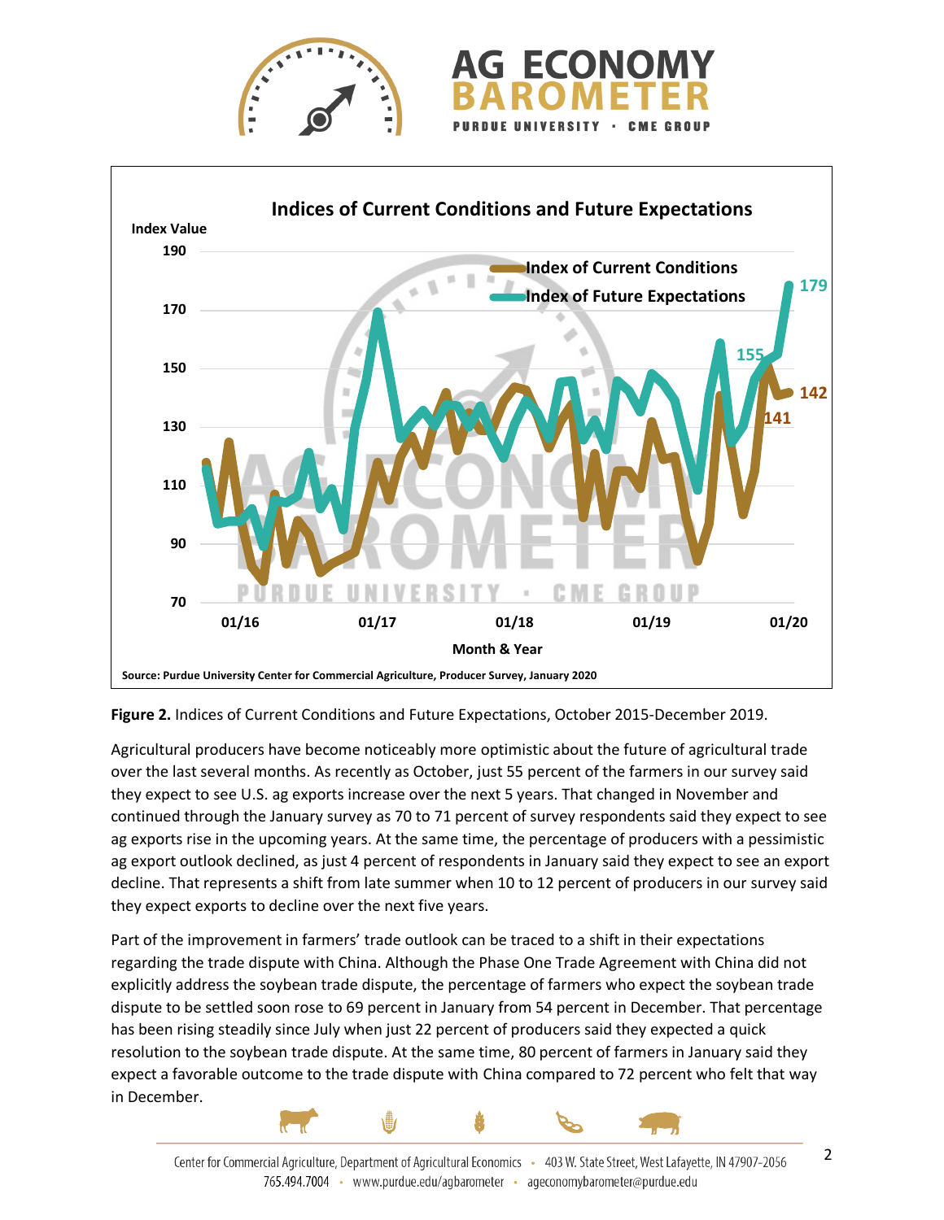**Figure 2.** Indices of Current Conditions and Future Expectations, October 2015-December 2019.

Agricultural producers have become noticeably more optimistic about the future of agricultural trade over the last several months. As recently as October, just 55 percent of the farmers in our survey said they expect to see U.S. ag exports increase over the next 5 years. That changed in November and continued through the January survey as 70 to 71 percent of survey respondents said they expect to see ag exports rise in the upcoming years. At the same time, the percentage of producers with a pessimistic ag export outlook declined, as just 4 percent of respondents in January said they expect to see an export decline. That represents a shift from late summer when 10 to 12 percent of producers in our survey said they expect exports to decline over the next five years.

Part of the improvement in farmers' trade outlook can be traced to a shift in their expectations regarding the trade dispute with China. Although the Phase One Trade Agreement with China did not explicitly address the soybean trade dispute, the percentage of farmers who expect the soybean trade dispute to be settled soon rose to 69 percent in January from 54 percent in December. That percentage has been rising steadily since July when just 22 percent of producers said they expected a quick resolution to the soybean trade dispute. At the same time, 80 percent of farmers in January said they expect a favorable outcome to the trade dispute with China compared to 72 percent who felt that way in December.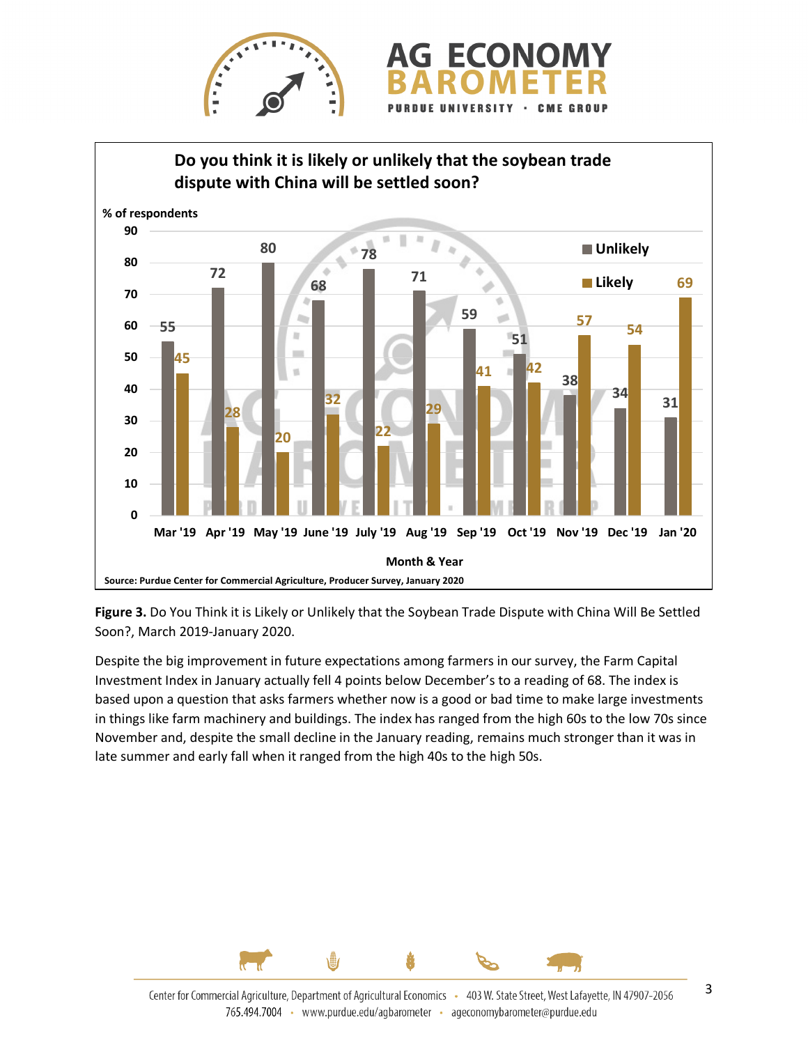**Figure 3.** Do You Think it is Likely or Unlikely that the Soybean Trade Dispute with China Will Be Settled Soon?, March 2019-January 2020.

Despite the big improvement in future expectations among farmers in our survey, the Farm Capital Investment Index in January actually fell 4 points below December's to a reading of 68. The index is based upon a question that asks farmers whether now is a good or bad time to make large investments in things like farm machinery and buildings. The index has ranged from the high 60s to the low 70s since November and, despite the small decline in the January reading, remains much stronger than it was in late summer and early fall when it ranged from the high 40s to the high 50s.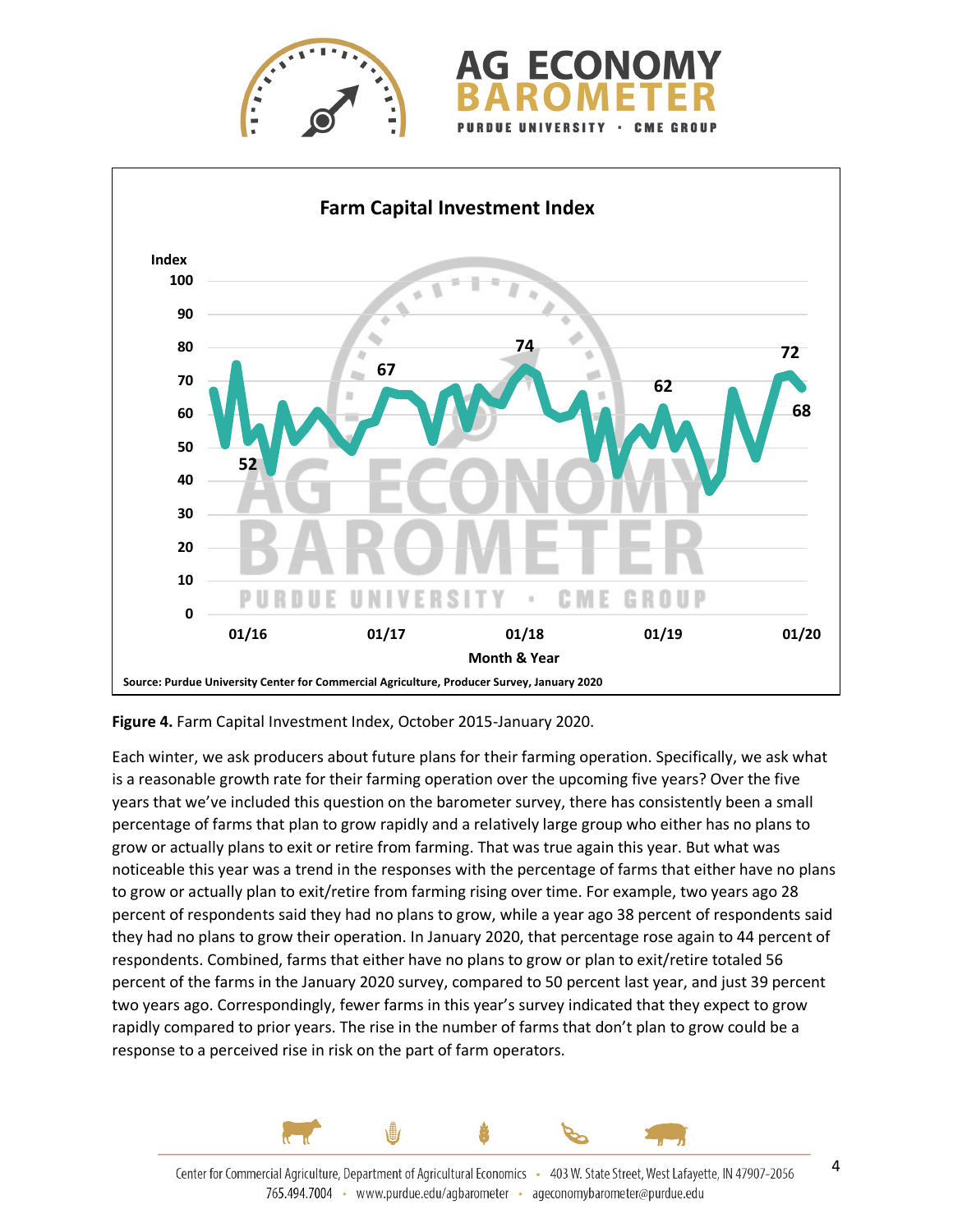**Figure 4.** Farm Capital Investment Index, October 2015-January 2020.

Each winter, we ask producers about future plans for their farming operation. Specifically, we ask what is a reasonable growth rate for their farming operation over the upcoming five years? Over the five years that we've included this question on the barometer survey, there has consistently been a small percentage of farms that plan to grow rapidly and a relatively large group who either has no plans to grow or actually plans to exit or retire from farming. That was true again this year. But what was noticeable this year was a trend in the responses with the percentage of farms that either have no plans to grow or actually plan to exit/retire from farming rising over time. For example, two years ago 28 percent of respondents said they had no plans to grow, while a year ago 38 percent of respondents said they had no plans to grow their operation. In January 2020, that percentage rose again to 44 percent of respondents. Combined, farms that either have no plans to grow or plan to exit/retire totaled 56 percent of the farms in the January 2020 survey, compared to 50 percent last year, and just 39 percent two years ago. Correspondingly, fewer farms in this year's survey indicated that they expect to grow rapidly compared to prior years. The rise in the number of farms that don't plan to grow could be a response to a perceived rise in risk on the part of farm operators.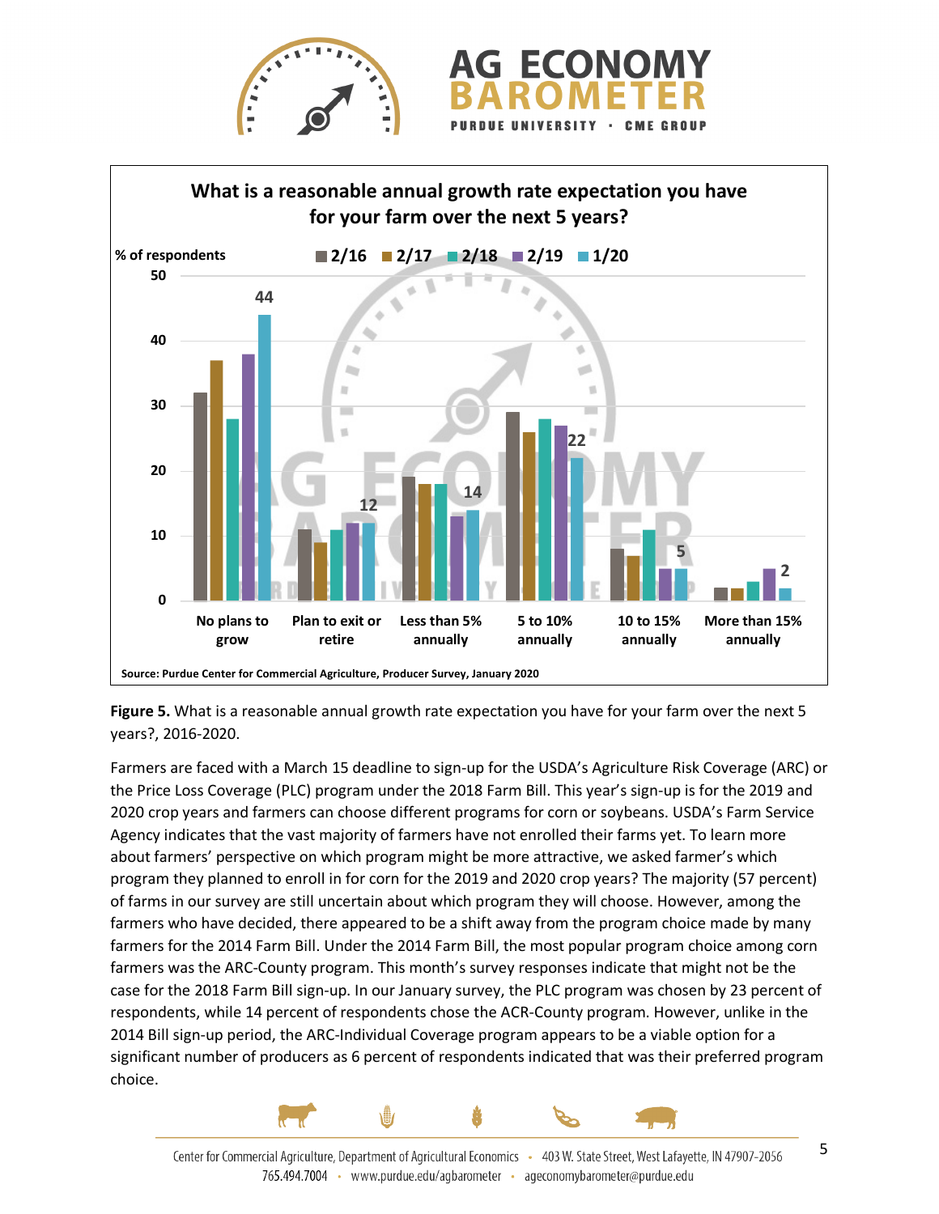**What is a reasonable annual growth rate expectation you have for your farm over the next 5 years?**

% of respondents — 2/16, 2/17, 2/18, 2/19, 1/20

| | No plans to grow | Plan to exit or retire | Less than 5% annually | 5 to 10% annually | 10 to 15% annually | More than 15% annually |
|---|---|---|---|---|---|---|
| 1/20 | 44 | 12 | 14 | 22 | 5 | 2 |

Source: Purdue Center for Commercial Agriculture, Producer Survey, January 2020

**Figure 5.** What is a reasonable annual growth rate expectation you have for your farm over the next 5 years?, 2016-2020.

Farmers are faced with a March 15 deadline to sign-up for the USDA's Agriculture Risk Coverage (ARC) or the Price Loss Coverage (PLC) program under the 2018 Farm Bill. This year's sign-up is for the 2019 and 2020 crop years and farmers can choose different programs for corn or soybeans. USDA's Farm Service Agency indicates that the vast majority of farmers have not enrolled their farms yet. To learn more about farmers' perspective on which program might be more attractive, we asked farmer's which program they planned to enroll in for corn for the 2019 and 2020 crop years? The majority (57 percent) of farms in our survey are still uncertain about which program they will choose. However, among the farmers who have decided, there appeared to be a shift away from the program choice made by many farmers for the 2014 Farm Bill. Under the 2014 Farm Bill, the most popular program choice among corn farmers was the ARC-County program. This month's survey responses indicate that might not be the case for the 2018 Farm Bill sign-up. In our January survey, the PLC program was chosen by 23 percent of respondents, while 14 percent of respondents chose the ACR-County program. However, unlike in the 2014 Bill sign-up period, the ARC-Individual Coverage program appears to be a viable option for a significant number of producers as 6 percent of respondents indicated that was their preferred program choice.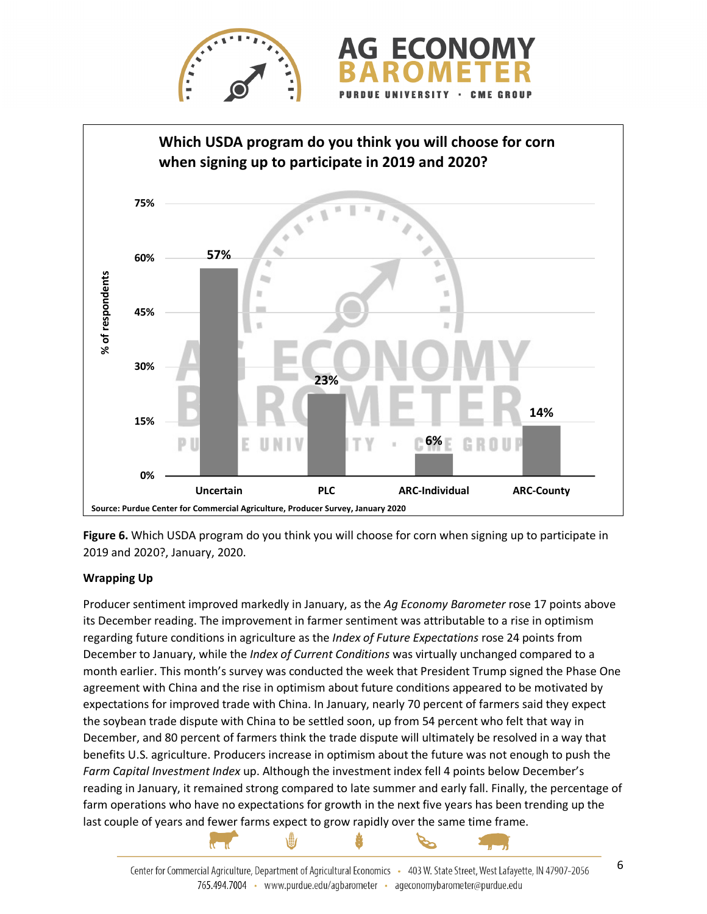Which USDA program do you think you will choose for corn when signing up to participate in 2019 and 2020?

75%
60%
45%
30%
15%
0%

% of respondents

57%
23%
6%
14%

Uncertain
PLC
ARC-Individual
ARC-County

Source: Purdue Center for Commercial Agriculture, Producer Survey, January 2020

**Figure 6.** Which USDA program do you think you will choose for corn when signing up to participate in 2019 and 2020?, January, 2020.

## Wrapping Up

Producer sentiment improved markedly in January, as the *Ag Economy Barometer* rose 17 points above its December reading. The improvement in farmer sentiment was attributable to a rise in optimism regarding future conditions in agriculture as the *Index of Future Expectations* rose 24 points from December to January, while the *Index of Current Conditions* was virtually unchanged compared to a month earlier. This month's survey was conducted the week that President Trump signed the Phase One agreement with China and the rise in optimism about future conditions appeared to be motivated by expectations for improved trade with China. In January, nearly 70 percent of farmers said they expect the soybean trade dispute with China to be settled soon, up from 54 percent who felt that way in December, and 80 percent of farmers think the trade dispute will ultimately be resolved in a way that benefits U.S. agriculture. Producers increase in optimism about the future was not enough to push the *Farm Capital Investment Index* up. Although the investment index fell 4 points below December's reading in January, it remained strong compared to late summer and early fall. Finally, the percentage of farm operations who have no expectations for growth in the next five years has been trending up the last couple of years and fewer farms expect to grow rapidly over the same time frame.